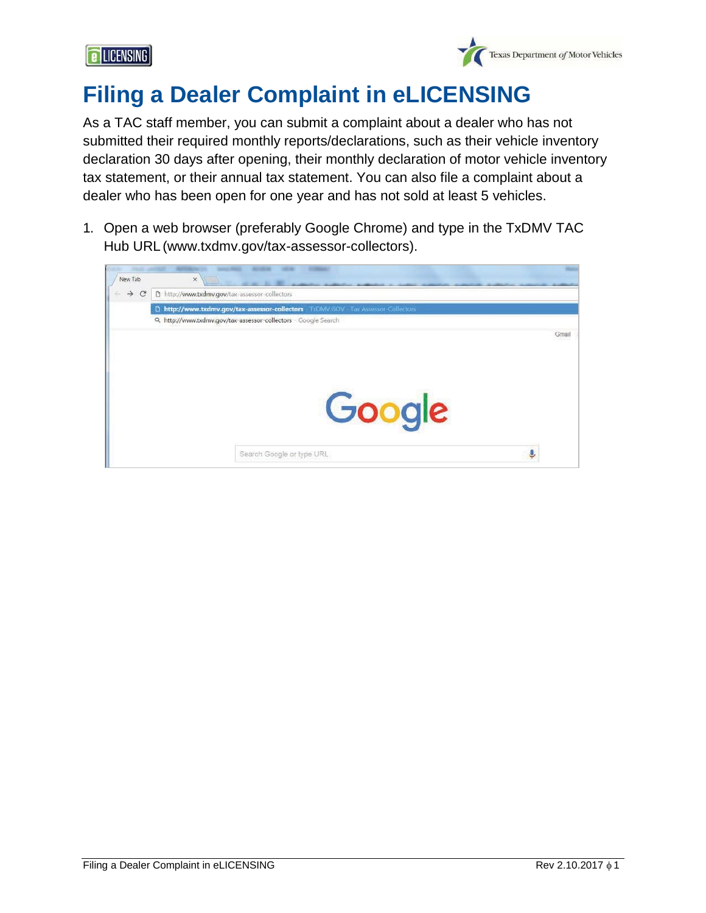# Filing a Dealer Complaint in eLICENSING

As a TAC staff member, you can submit a complaint about a dealer who has not submitted their required monthly reports/declarations, such as their vehicle inventory declaration 30 days after opening, their monthly declaration of motor vehicle inventory tax statement, or their annual tax statement. You can also file a complaint about a dealer who has been open for one year and has not sold at least 5 vehicles.

1. Open a web browser (preferably Google Chrome) and type in the TxDMV TAC Hub URL (www.txdmv.gov/tax-assessor-collectors).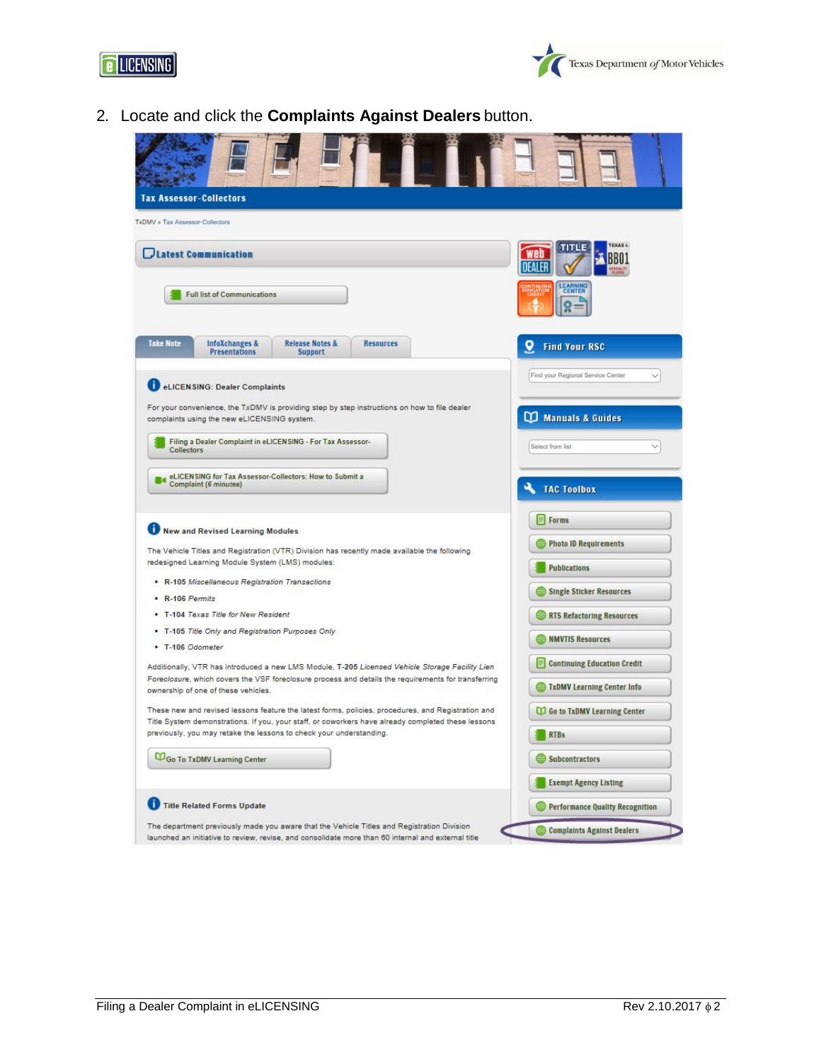2. Locate and click the **Complaints Against Dealers** button.

Tax Assessor-Collectors

TxDMV » Tax Assessor-Collectors

**Latest Communication**

Full list of Communications

Take Note | InfoXchanges & Presentations | Release Notes & Support | Resources

**eLICENSING: Dealer Complaints**

For your convenience, the TxDMV is providing step by step instructions on how to file dealer complaints using the new eLICENSING system.

Filing a Dealer Complaint in eLICENSING - For Tax Assessor-Collectors

eLICENSING for Tax Assessor-Collectors: How to Submit a Complaint (*6 minutes*)

**New and Revised Learning Modules**

The Vehicle Titles and Registration (VTR) Division has recently made available the following redesigned Learning Module System (LMS) modules:

- R-105 *Miscellaneous Registration Transactions*
- R-106 *Permits*
- T-104 *Texas Title for New Resident*
- T-105 *Title Only and Registration Purposes Only*
- T-106 *Odometer*

Additionally, VTR has introduced a new LMS Module, **T-205** *Licensed Vehicle Storage Facility Lien Foreclosure*, which covers the VSF foreclosure process and details the requirements for transferring ownership of one of these vehicles.

These new and revised lessons feature the latest forms, policies, procedures, and Registration and Title System demonstrations. If you, your staff, or coworkers have already completed these lessons previously, you may retake the lessons to check your understanding.

Go To TxDMV Learning Center

**Title Related Forms Update**

The department previously made you aware that the Vehicle Titles and Registration Division launched an initiative to review, revise, and consolidate more than 60 internal and external title

**Find Your RSC**

Find your Regional Service Center

**Manuals & Guides**

Select from list

**TAC Toolbox**

- Forms
- Photo ID Requirements
- Publications
- Single Sticker Resources
- RTS Refactoring Resources
- NMVTIS Resources
- Continuing Education Credit
- TxDMV Learning Center Info
- Go to TxDMV Learning Center
- RTBs
- Subcontractors
- Exempt Agency Listing
- Performance Quality Recognition
- Complaints Against Dealers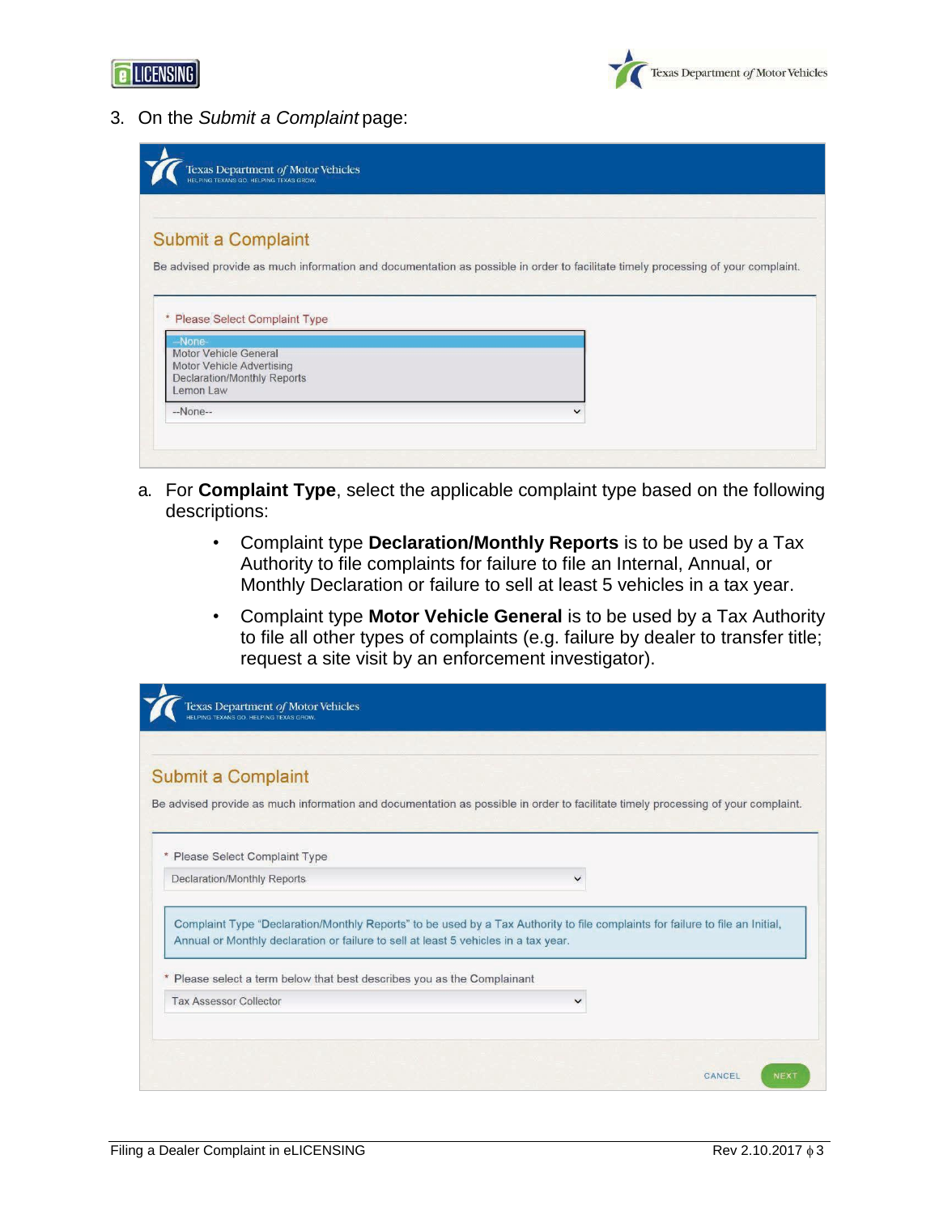3. On the *Submit a Complaint* page:

   a. For **Complaint Type**, select the applicable complaint type based on the following descriptions:

      - Complaint type **Declaration/Monthly Reports** is to be used by a Tax Authority to file complaints for failure to file an Internal, Annual, or Monthly Declaration or failure to sell at least 5 vehicles in a tax year.
      - Complaint type **Motor Vehicle General** is to be used by a Tax Authority to file all other types of complaints (e.g. failure by dealer to transfer title; request a site visit by an enforcement investigator).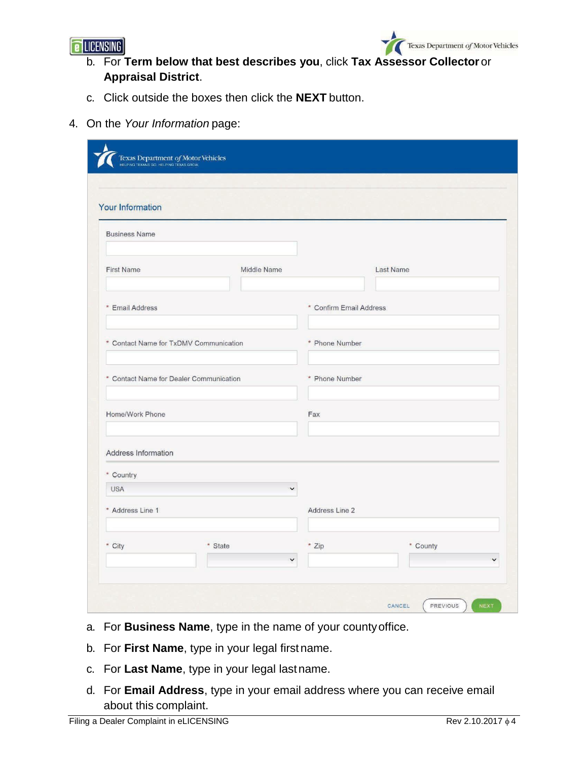b. For **Term below that best describes you**, click **Tax Assessor Collector** or **Appraisal District**.

c. Click outside the boxes then click the **NEXT** button.

4. On the *Your Information* page:

Texas Department *of* Motor Vehicles
HELPING TEXANS GO. HELPING TEXAS GROW.

Your Information

Business Name

First Name | Middle Name | Last Name

* Email Address | * Confirm Email Address

* Contact Name for TxDMV Communication | * Phone Number

* Contact Name for Dealer Communication | * Phone Number

Home/Work Phone | Fax

Address Information

* Country: USA

* Address Line 1 | Address Line 2

* City | * State | * Zip | * County

CANCEL | PREVIOUS | NEXT

a. For **Business Name**, type in the name of your county office.

b. For **First Name**, type in your legal first name.

c. For **Last Name**, type in your legal last name.

d. For **Email Address**, type in your email address where you can receive email about this complaint.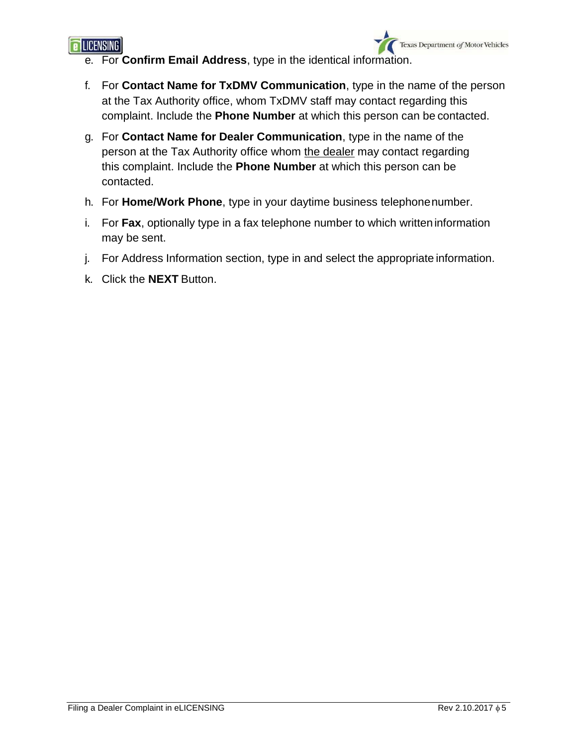e. For **Confirm Email Address**, type in the identical information.

f. For **Contact Name for TxDMV Communication**, type in the name of the person at the Tax Authority office, whom TxDMV staff may contact regarding this complaint. Include the **Phone Number** at which this person can be contacted.

g. For **Contact Name for Dealer Communication**, type in the name of the person at the Tax Authority office whom the dealer may contact regarding this complaint. Include the **Phone Number** at which this person can be contacted.

h. For **Home/Work Phone**, type in your daytime business telephone number.

i. For **Fax**, optionally type in a fax telephone number to which written information may be sent.

j. For Address Information section, type in and select the appropriate information.

k. Click the **NEXT** Button.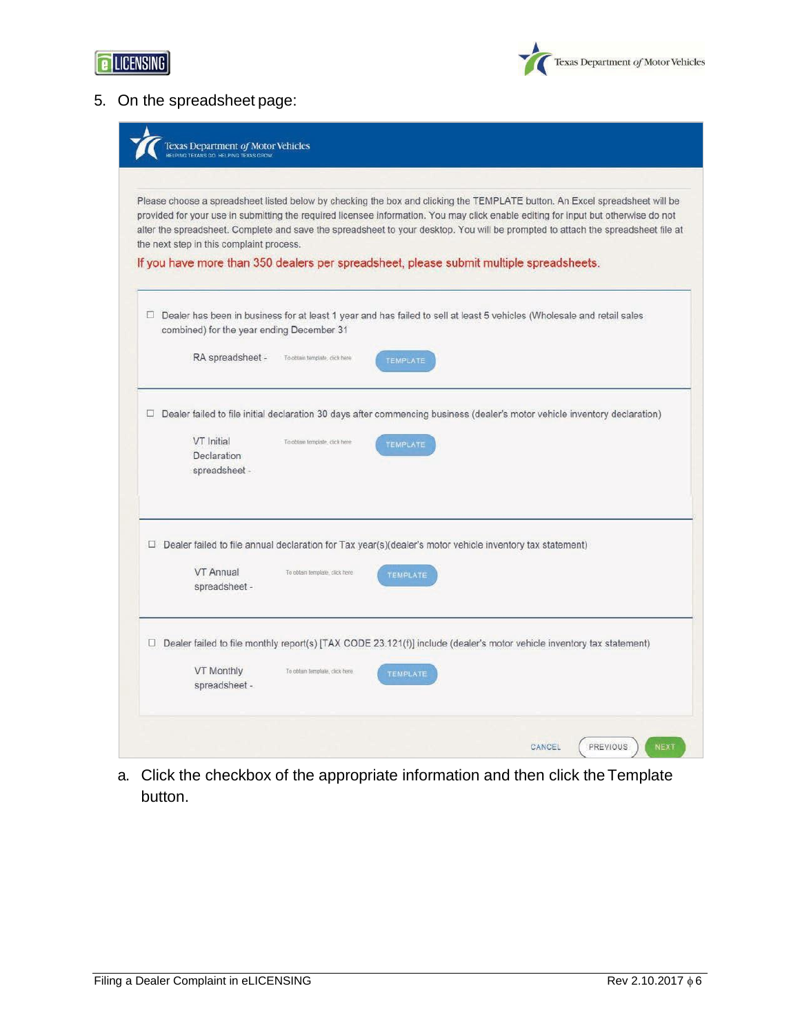5. On the spreadsheet page:

Texas Department *of* Motor Vehicles
HELPING TEXANS GO. HELPING TEXAS GROW.

Please choose a spreadsheet listed below by checking the box and clicking the TEMPLATE button. An Excel spreadsheet will be provided for your use in submitting the required licensee information. You may click enable editing for input but otherwise do not alter the spreadsheet. Complete and save the spreadsheet to your desktop. You will be prompted to attach the spreadsheet file at the next step in this complaint process.

If you have more than 350 dealers per spreadsheet, please submit multiple spreadsheets.

☐ Dealer has been in business for at least 1 year and has failed to sell at least 5 vehicles (Wholesale and retail sales combined) for the year ending December 31

RA spreadsheet - To obtain template, click here TEMPLATE

☐ Dealer failed to file initial declaration 30 days after commencing business (dealer's motor vehicle inventory declaration)

VT Initial Declaration spreadsheet - To obtain template, click here TEMPLATE

☐ Dealer failed to file annual declaration for Tax year(s)(dealer's motor vehicle inventory tax statement)

VT Annual spreadsheet - To obtain template, click here TEMPLATE

☐ Dealer failed to file monthly report(s) [TAX CODE 23.121(f)] include (dealer's motor vehicle inventory tax statement)

VT Monthly spreadsheet - To obtain template, click here TEMPLATE

CANCEL PREVIOUS NEXT

a. Click the checkbox of the appropriate information and then click the Template button.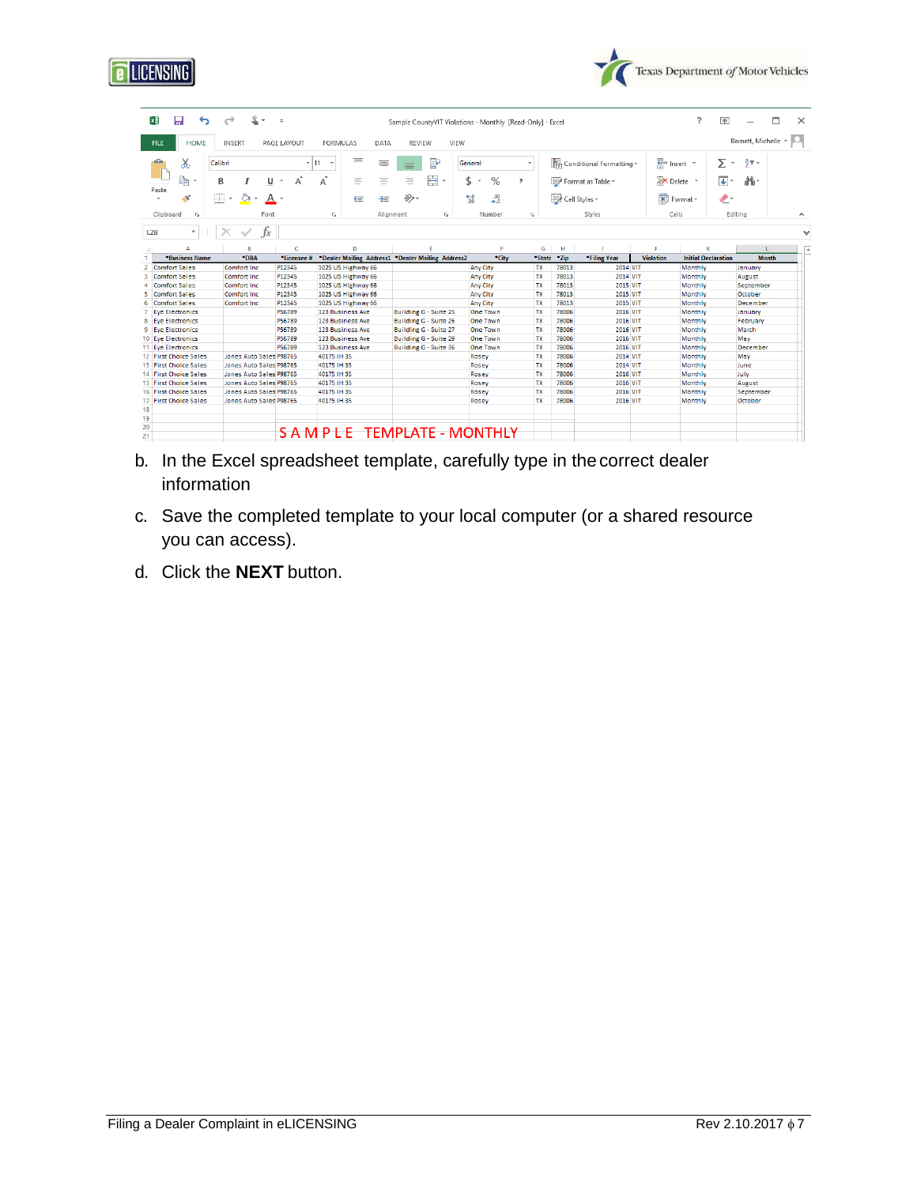b. In the Excel spreadsheet template, carefully type in the correct dealer information

c. Save the completed template to your local computer (or a shared resource you can access).

d. Click the **NEXT** button.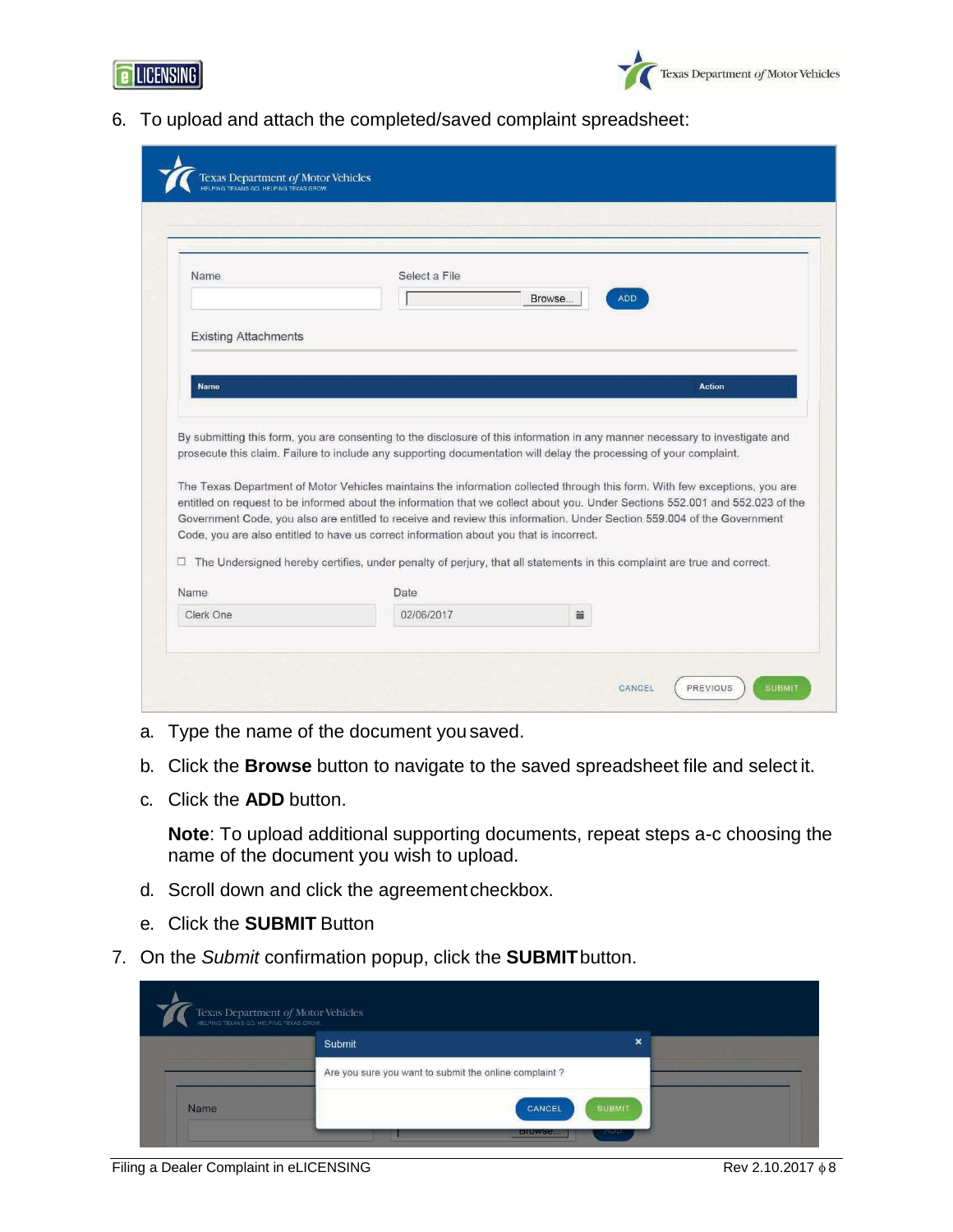6. To upload and attach the completed/saved complaint spreadsheet:

   a. Type the name of the document you saved.

   b. Click the **Browse** button to navigate to the saved spreadsheet file and select it.

   c. Click the **ADD** button.

      **Note**: To upload additional supporting documents, repeat steps a-c choosing the name of the document you wish to upload.

   d. Scroll down and click the agreement checkbox.

   e. Click the **SUBMIT** Button

7. On the *Submit* confirmation popup, click the **SUBMIT** button.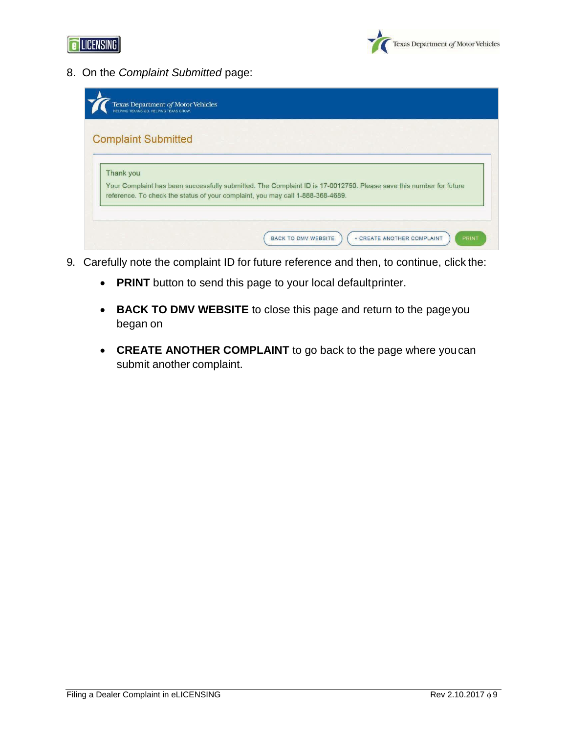8. On the *Complaint Submitted* page:

Texas Department *of* Motor Vehicles
HELPING TEXANS GO. HELPING TEXAS GROW.

Complaint Submitted

Thank you

Your Complaint has been successfully submitted. The Complaint ID is 17-0012750. Please save this number for future reference. To check the status of your complaint, you may call 1-888-368-4689.

BACK TO DMV WEBSITE | + CREATE ANOTHER COMPLAINT | PRINT

9. Carefully note the complaint ID for future reference and then, to continue, click the:

   - **PRINT** button to send this page to your local default printer.
   - **BACK TO DMV WEBSITE** to close this page and return to the page you began on
   - **CREATE ANOTHER COMPLAINT** to go back to the page where you can submit another complaint.